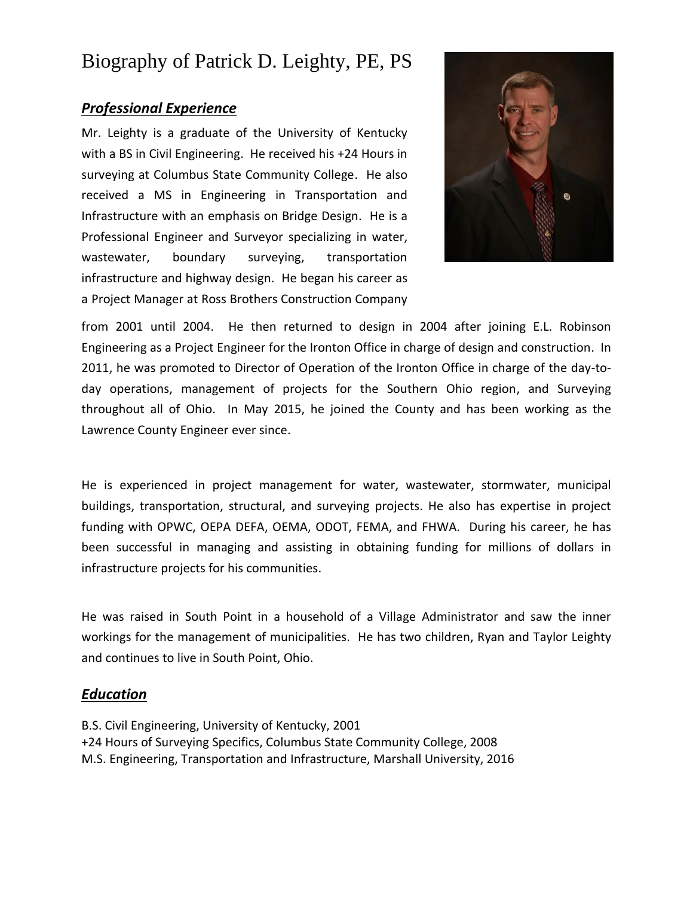# Biography of Patrick D. Leighty, PE, PS

## ***Professional Experience***

Mr. Leighty is a graduate of the University of Kentucky with a BS in Civil Engineering. He received his +24 Hours in surveying at Columbus State Community College. He also received a MS in Engineering in Transportation and Infrastructure with an emphasis on Bridge Design. He is a Professional Engineer and Surveyor specializing in water, wastewater, boundary surveying, transportation infrastructure and highway design. He began his career as a Project Manager at Ross Brothers Construction Company from 2001 until 2004. He then returned to design in 2004 after joining E.L. Robinson Engineering as a Project Engineer for the Ironton Office in charge of design and construction. In 2011, he was promoted to Director of Operation of the Ironton Office in charge of the day-to-day operations, management of projects for the Southern Ohio region, and Surveying throughout all of Ohio. In May 2015, he joined the County and has been working as the Lawrence County Engineer ever since.

He is experienced in project management for water, wastewater, stormwater, municipal buildings, transportation, structural, and surveying projects. He also has expertise in project funding with OPWC, OEPA DEFA, OEMA, ODOT, FEMA, and FHWA. During his career, he has been successful in managing and assisting in obtaining funding for millions of dollars in infrastructure projects for his communities.

He was raised in South Point in a household of a Village Administrator and saw the inner workings for the management of municipalities. He has two children, Ryan and Taylor Leighty and continues to live in South Point, Ohio.

## ***Education***

B.S. Civil Engineering, University of Kentucky, 2001
+24 Hours of Surveying Specifics, Columbus State Community College, 2008
M.S. Engineering, Transportation and Infrastructure, Marshall University, 2016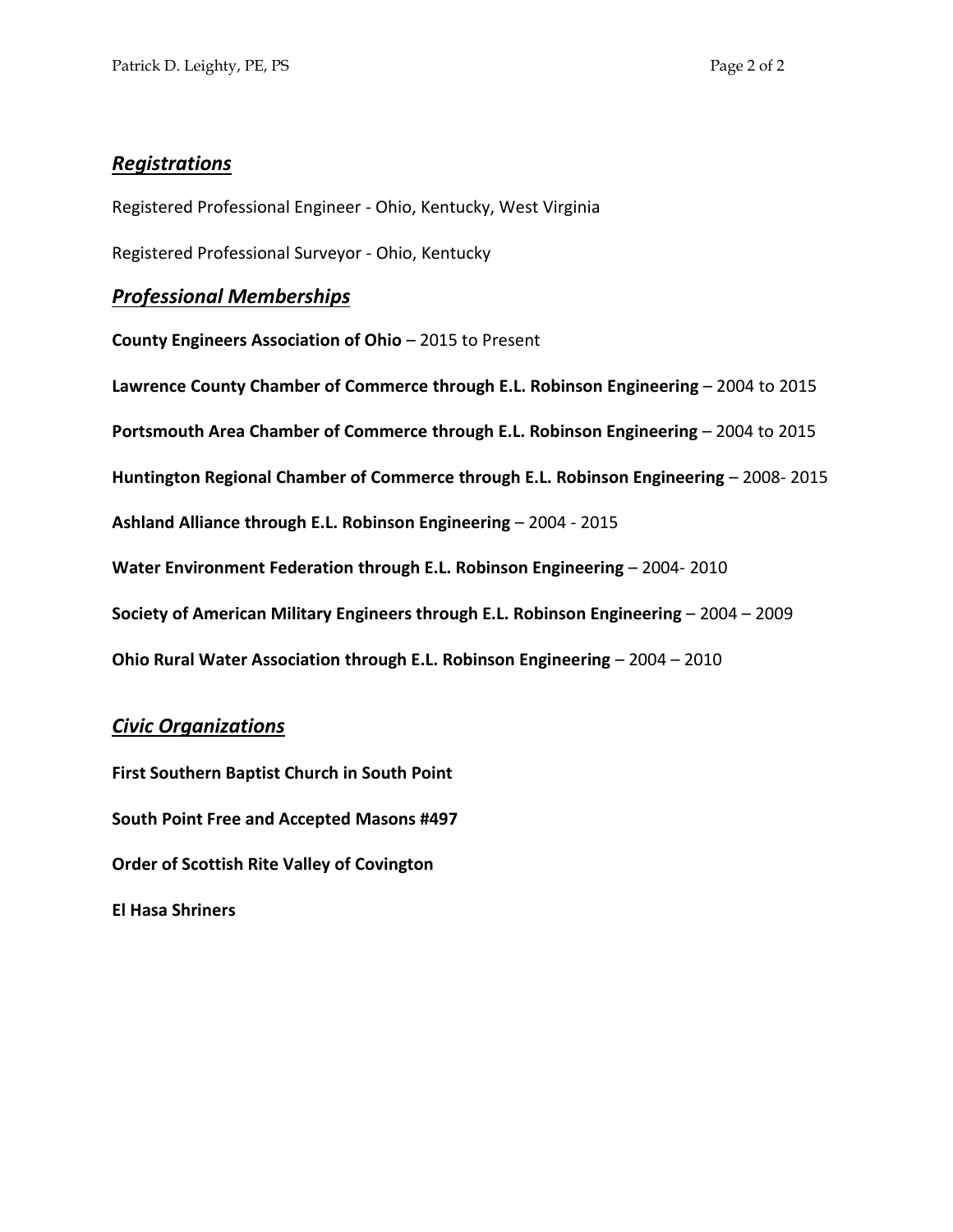## ***Registrations***

Registered Professional Engineer - Ohio, Kentucky, West Virginia

Registered Professional Surveyor - Ohio, Kentucky

## ***Professional Memberships***

**County Engineers Association of Ohio** – 2015 to Present

**Lawrence County Chamber of Commerce through E.L. Robinson Engineering** – 2004 to 2015

**Portsmouth Area Chamber of Commerce through E.L. Robinson Engineering** – 2004 to 2015

**Huntington Regional Chamber of Commerce through E.L. Robinson Engineering** – 2008- 2015

**Ashland Alliance through E.L. Robinson Engineering** – 2004 - 2015

**Water Environment Federation through E.L. Robinson Engineering** – 2004- 2010

**Society of American Military Engineers through E.L. Robinson Engineering** – 2004 – 2009

**Ohio Rural Water Association through E.L. Robinson Engineering** – 2004 – 2010

## ***Civic Organizations***

**First Southern Baptist Church in South Point**

**South Point Free and Accepted Masons #497**

**Order of Scottish Rite Valley of Covington**

**El Hasa Shriners**